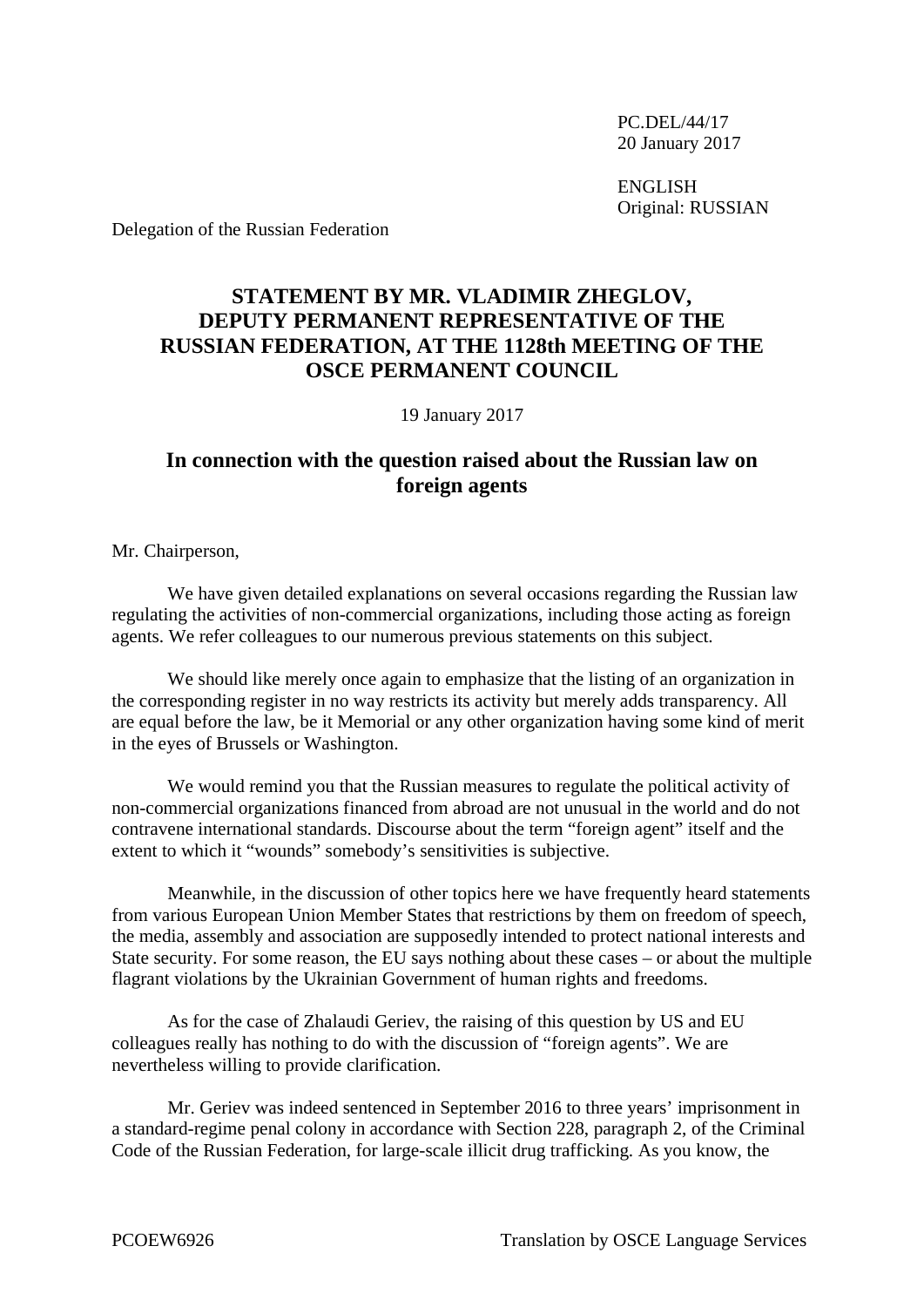PC.DEL/44/17
20 January 2017

ENGLISH
Original: RUSSIAN

Delegation of the Russian Federation

# STATEMENT BY MR. VLADIMIR ZHEGLOV, DEPUTY PERMANENT REPRESENTATIVE OF THE RUSSIAN FEDERATION, AT THE 1128th MEETING OF THE OSCE PERMANENT COUNCIL

19 January 2017

## In connection with the question raised about the Russian law on foreign agents

Mr. Chairperson,

We have given detailed explanations on several occasions regarding the Russian law regulating the activities of non-commercial organizations, including those acting as foreign agents. We refer colleagues to our numerous previous statements on this subject.

We should like merely once again to emphasize that the listing of an organization in the corresponding register in no way restricts its activity but merely adds transparency. All are equal before the law, be it Memorial or any other organization having some kind of merit in the eyes of Brussels or Washington.

We would remind you that the Russian measures to regulate the political activity of non-commercial organizations financed from abroad are not unusual in the world and do not contravene international standards. Discourse about the term "foreign agent" itself and the extent to which it "wounds" somebody's sensitivities is subjective.

Meanwhile, in the discussion of other topics here we have frequently heard statements from various European Union Member States that restrictions by them on freedom of speech, the media, assembly and association are supposedly intended to protect national interests and State security. For some reason, the EU says nothing about these cases – or about the multiple flagrant violations by the Ukrainian Government of human rights and freedoms.

As for the case of Zhalaudi Geriev, the raising of this question by US and EU colleagues really has nothing to do with the discussion of "foreign agents". We are nevertheless willing to provide clarification.

Mr. Geriev was indeed sentenced in September 2016 to three years' imprisonment in a standard-regime penal colony in accordance with Section 228, paragraph 2, of the Criminal Code of the Russian Federation, for large-scale illicit drug trafficking. As you know, the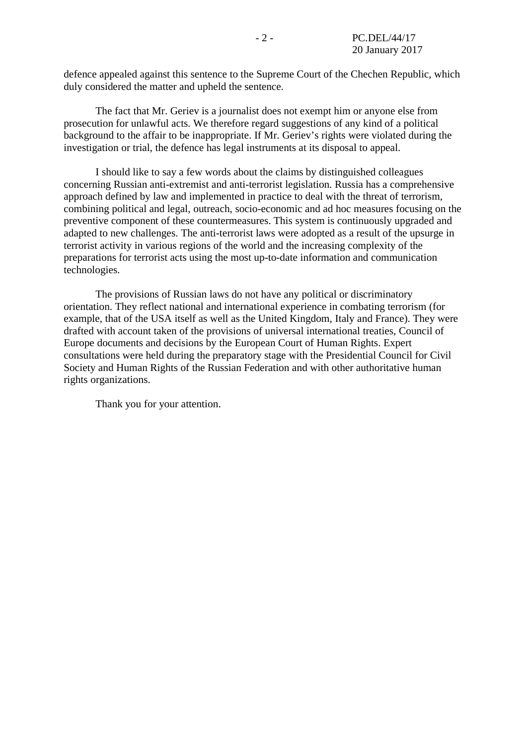defence appealed against this sentence to the Supreme Court of the Chechen Republic, which duly considered the matter and upheld the sentence.

The fact that Mr. Geriev is a journalist does not exempt him or anyone else from prosecution for unlawful acts. We therefore regard suggestions of any kind of a political background to the affair to be inappropriate. If Mr. Geriev’s rights were violated during the investigation or trial, the defence has legal instruments at its disposal to appeal.

I should like to say a few words about the claims by distinguished colleagues concerning Russian anti-extremist and anti-terrorist legislation. Russia has a comprehensive approach defined by law and implemented in practice to deal with the threat of terrorism, combining political and legal, outreach, socio-economic and ad hoc measures focusing on the preventive component of these countermeasures. This system is continuously upgraded and adapted to new challenges. The anti-terrorist laws were adopted as a result of the upsurge in terrorist activity in various regions of the world and the increasing complexity of the preparations for terrorist acts using the most up-to-date information and communication technologies.

The provisions of Russian laws do not have any political or discriminatory orientation. They reflect national and international experience in combating terrorism (for example, that of the USA itself as well as the United Kingdom, Italy and France). They were drafted with account taken of the provisions of universal international treaties, Council of Europe documents and decisions by the European Court of Human Rights. Expert consultations were held during the preparatory stage with the Presidential Council for Civil Society and Human Rights of the Russian Federation and with other authoritative human rights organizations.

Thank you for your attention.